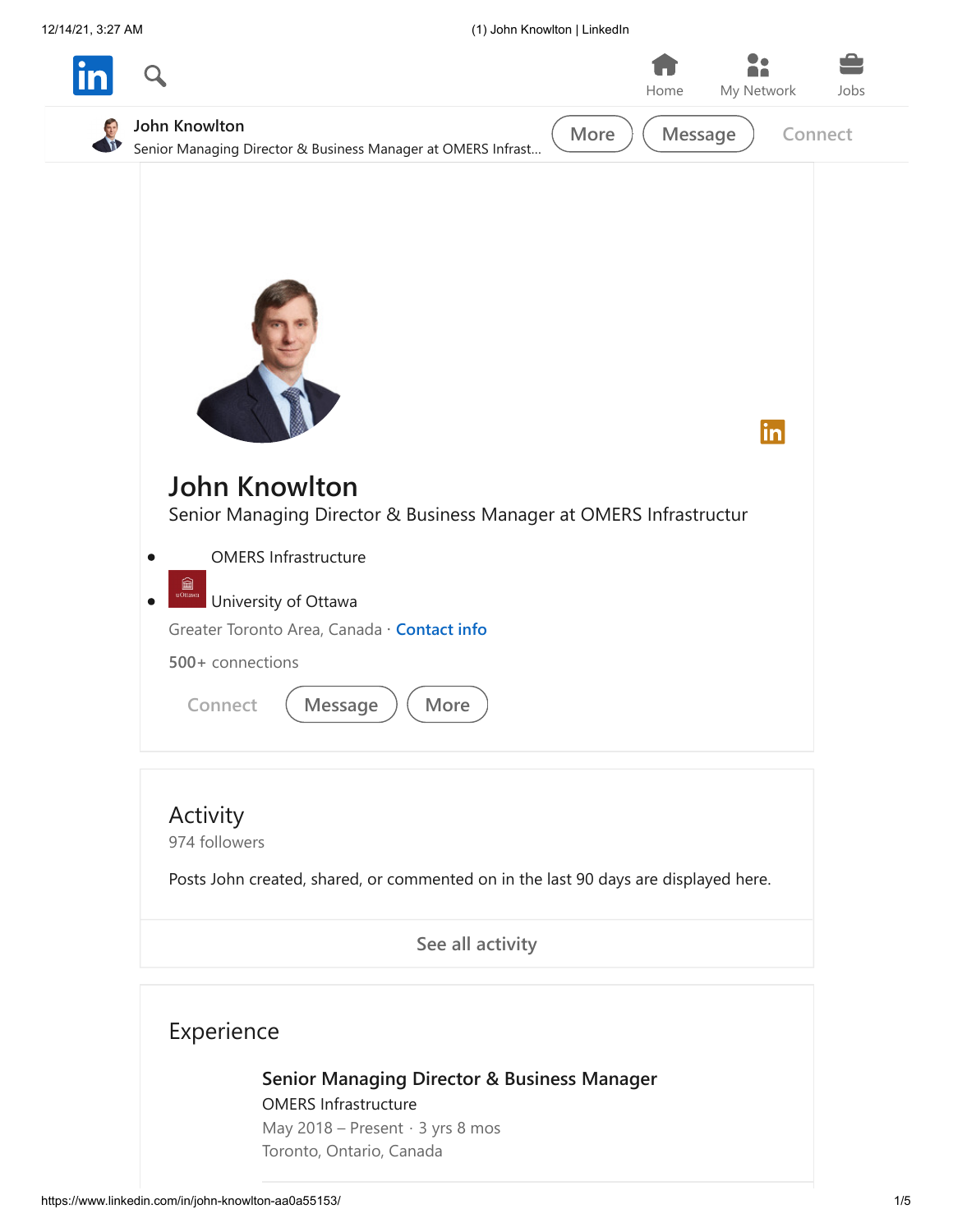# John Knowlton

Senior Managing Director & Business Manager at OMERS Infrastructur

- OMERS Infrastructure
- University of Ottawa

Greater Toronto Area, Canada · Contact info

500+ connections

Connect Message More

## Activity

974 followers

Posts John created, shared, or commented on in the last 90 days are displayed here.

See all activity

## Experience

### Senior Managing Director & Business Manager

OMERS Infrastructure

May 2018 – Present · 3 yrs 8 mos

Toronto, Ontario, Canada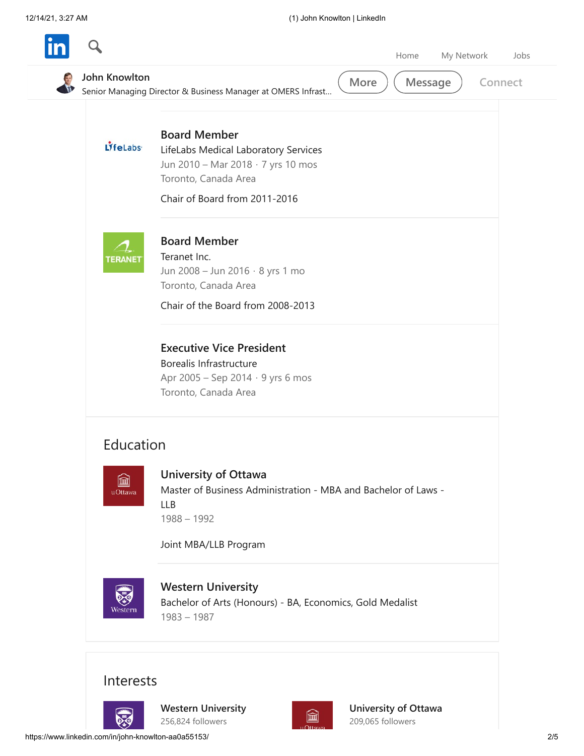John Knowlton
Senior Managing Director & Business Manager at OMERS Infrast...

More | Message | Connect

### Board Member
LifeLabs Medical Laboratory Services
Jun 2010 – Mar 2018 · 7 yrs 10 mos
Toronto, Canada Area

Chair of Board from 2011-2016

### Board Member
Teranet Inc.
Jun 2008 – Jun 2016 · 8 yrs 1 mo
Toronto, Canada Area

Chair of the Board from 2008-2013

### Executive Vice President
Borealis Infrastructure
Apr 2005 – Sep 2014 · 9 yrs 6 mos
Toronto, Canada Area

## Education

### University of Ottawa
Master of Business Administration - MBA and Bachelor of Laws - LLB
1988 – 1992

Joint MBA/LLB Program

### Western University
Bachelor of Arts (Honours) - BA, Economics, Gold Medalist
1983 – 1987

## Interests

**Western University**
256,824 followers

**University of Ottawa**
209,065 followers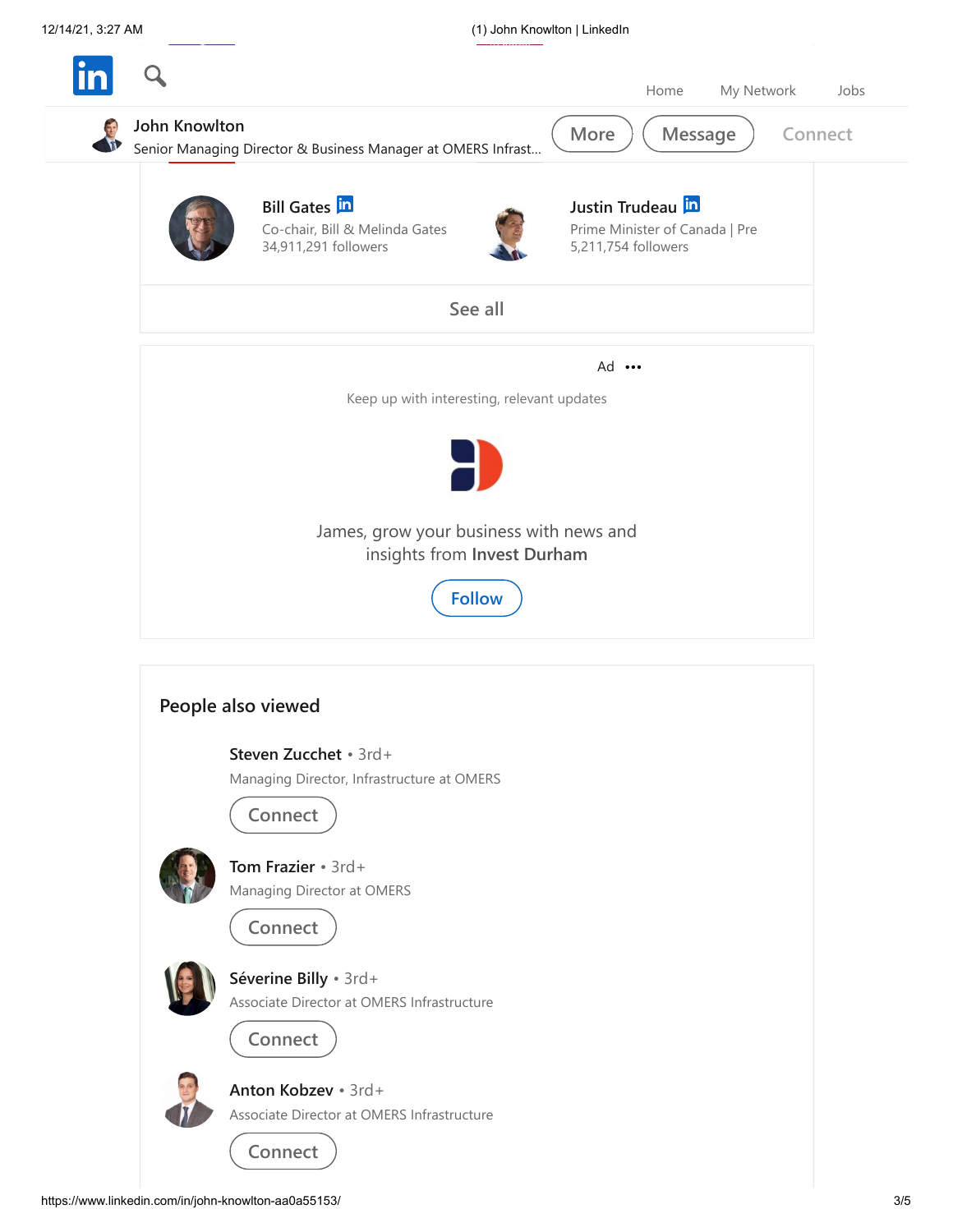John Knowlton
Senior Managing Director & Business Manager at OMERS Infrast...

More | Message | Connect

**Bill Gates**
Co-chair, Bill & Melinda Gates
34,911,291 followers

**Justin Trudeau**
Prime Minister of Canada | Pre
5,211,754 followers

See all

Ad •••

Keep up with interesting, relevant updates

James, grow your business with news and insights from **Invest Durham**

Follow

## People also viewed

**Steven Zucchet** • 3rd+
Managing Director, Infrastructure at OMERS
Connect

**Tom Frazier** • 3rd+
Managing Director at OMERS
Connect

**Séverine Billy** • 3rd+
Associate Director at OMERS Infrastructure
Connect

**Anton Kobzev** • 3rd+
Associate Director at OMERS Infrastructure
Connect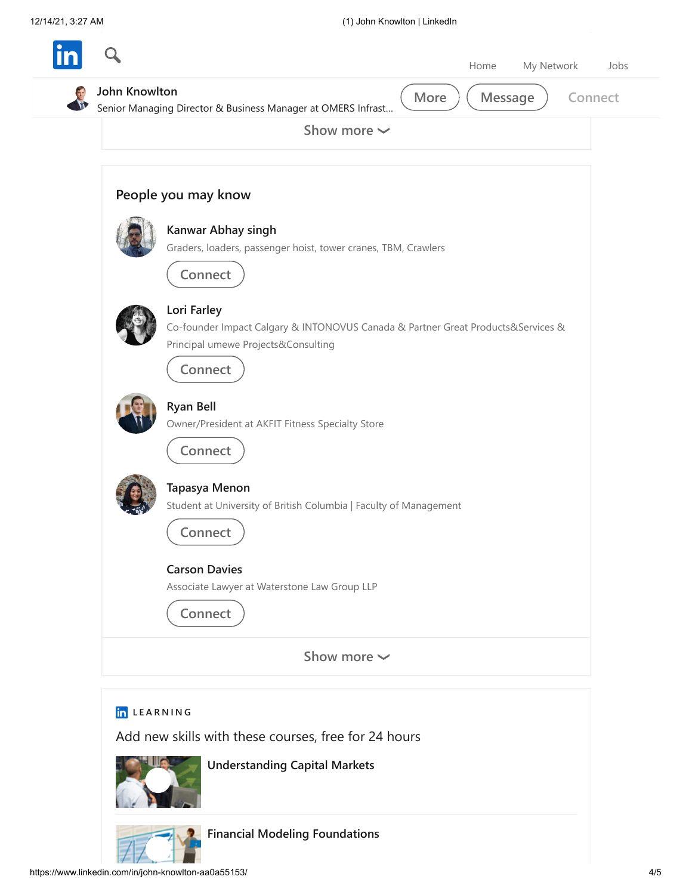John Knowlton

Senior Managing Director & Business Manager at OMERS Infrast...

More Message Connect

Show more

## People you may know

**Kanwar Abhay singh**

Graders, loaders, passenger hoist, tower cranes, TBM, Crawlers

Connect

**Lori Farley**

Co-founder Impact Calgary & INTONOVUS Canada & Partner Great Products&Services & Principal umewe Projects&Consulting

Connect

**Ryan Bell**

Owner/President at AKFIT Fitness Specialty Store

Connect

**Tapasya Menon**

Student at University of British Columbia | Faculty of Management

Connect

**Carson Davies**

Associate Lawyer at Waterstone Law Group LLP

Connect

Show more

LEARNING

Add new skills with these courses, free for 24 hours

**Understanding Capital Markets**

**Financial Modeling Foundations**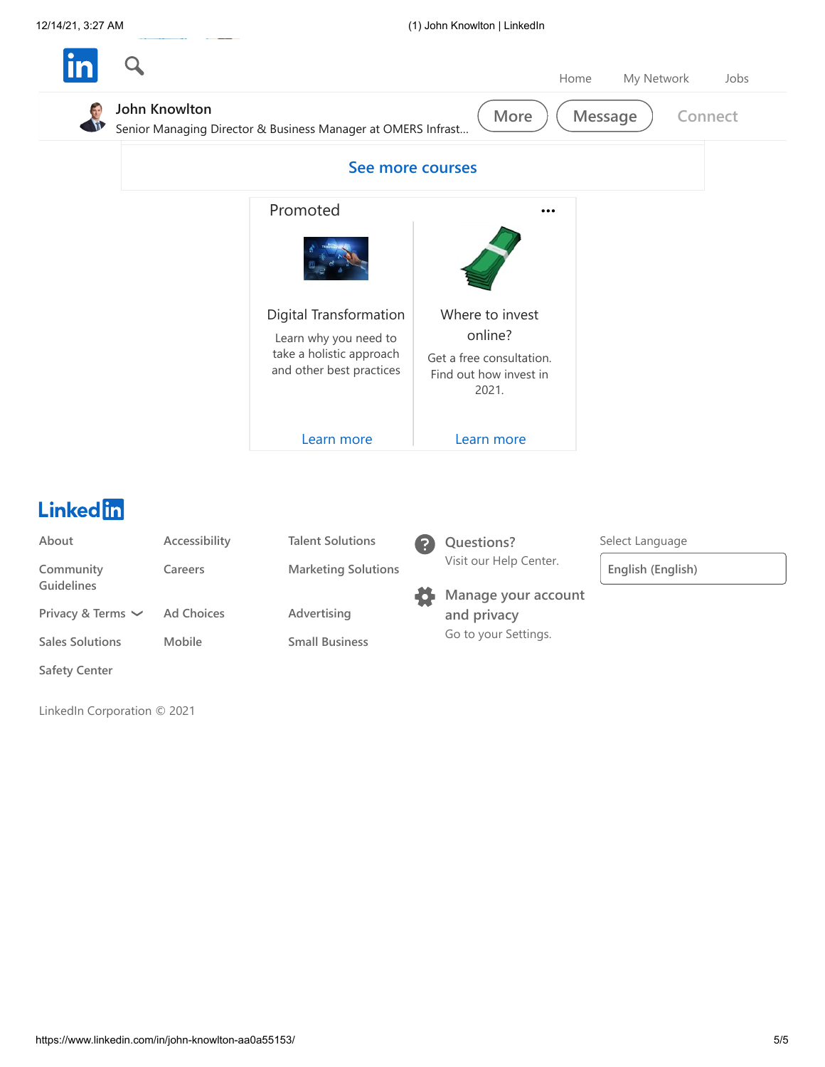Home My Network Jobs

**John Knowlton**
Senior Managing Director & Business Manager at OMERS Infrast...

More | Message | Connect

See more courses

Promoted

**Digital Transformation**
Learn why you need to take a holistic approach and other best practices
Learn more

**Where to invest online?**
Get a free consultation. Find out how invest in 2021.
Learn more

Linked in

- About
- Community Guidelines
- Privacy & Terms
- Sales Solutions
- Safety Center
- Accessibility
- Careers
- Ad Choices
- Mobile
- Talent Solutions
- Marketing Solutions
- Advertising
- Small Business

**Questions?**
Visit our Help Center.

**Manage your account and privacy**
Go to your Settings.

Select Language
English (English)

LinkedIn Corporation © 2021